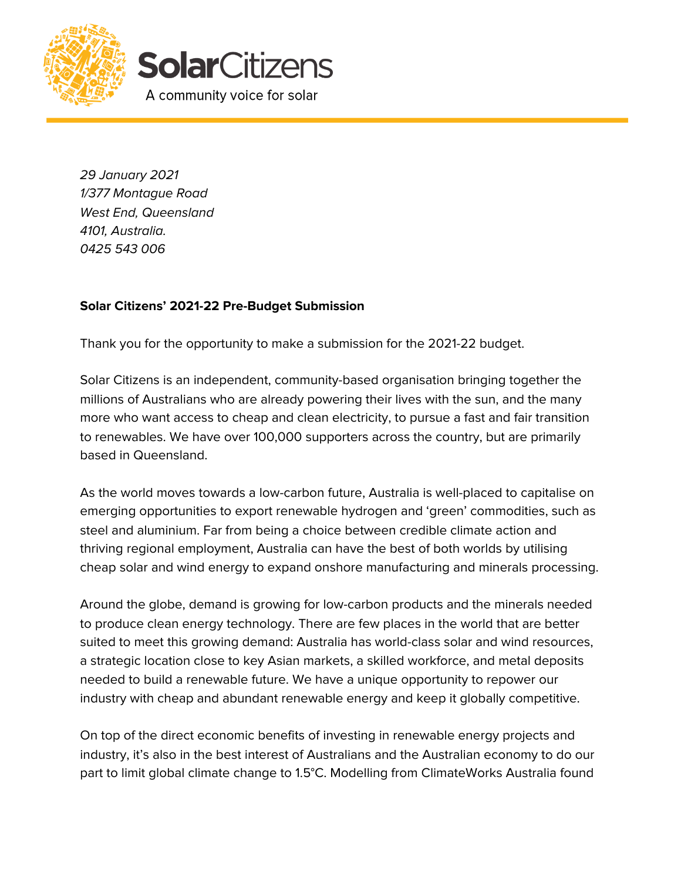**SolarCitizens**

A community voice for solar

*29 January 2021*
*1/377 Montague Road*
*West End, Queensland*
*4101, Australia.*
*0425 543 006*

**Solar Citizens' 2021-22 Pre-Budget Submission**

Thank you for the opportunity to make a submission for the 2021-22 budget.

Solar Citizens is an independent, community-based organisation bringing together the millions of Australians who are already powering their lives with the sun, and the many more who want access to cheap and clean electricity, to pursue a fast and fair transition to renewables. We have over 100,000 supporters across the country, but are primarily based in Queensland.

As the world moves towards a low-carbon future, Australia is well-placed to capitalise on emerging opportunities to export renewable hydrogen and 'green' commodities, such as steel and aluminium. Far from being a choice between credible climate action and thriving regional employment, Australia can have the best of both worlds by utilising cheap solar and wind energy to expand onshore manufacturing and minerals processing.

Around the globe, demand is growing for low-carbon products and the minerals needed to produce clean energy technology. There are few places in the world that are better suited to meet this growing demand: Australia has world-class solar and wind resources, a strategic location close to key Asian markets, a skilled workforce, and metal deposits needed to build a renewable future. We have a unique opportunity to repower our industry with cheap and abundant renewable energy and keep it globally competitive.

On top of the direct economic benefits of investing in renewable energy projects and industry, it's also in the best interest of Australians and the Australian economy to do our part to limit global climate change to 1.5°C. Modelling from ClimateWorks Australia found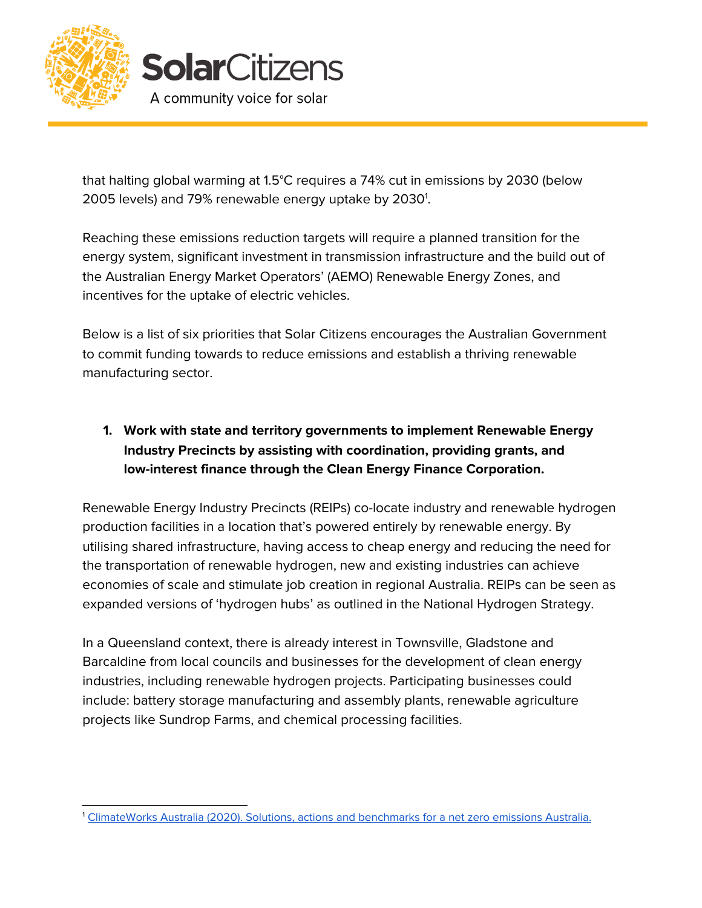that halting global warming at 1.5°C requires a 74% cut in emissions by 2030 (below 2005 levels) and 79% renewable energy uptake by 2030[1].

Reaching these emissions reduction targets will require a planned transition for the energy system, significant investment in transmission infrastructure and the build out of the Australian Energy Market Operators' (AEMO) Renewable Energy Zones, and incentives for the uptake of electric vehicles.

Below is a list of six priorities that Solar Citizens encourages the Australian Government to commit funding towards to reduce emissions and establish a thriving renewable manufacturing sector.

1. **Work with state and territory governments to implement Renewable Energy Industry Precincts by assisting with coordination, providing grants, and low-interest finance through the Clean Energy Finance Corporation.**

Renewable Energy Industry Precincts (REIPs) co-locate industry and renewable hydrogen production facilities in a location that's powered entirely by renewable energy. By utilising shared infrastructure, having access to cheap energy and reducing the need for the transportation of renewable hydrogen, new and existing industries can achieve economies of scale and stimulate job creation in regional Australia. REIPs can be seen as expanded versions of 'hydrogen hubs' as outlined in the National Hydrogen Strategy.

In a Queensland context, there is already interest in Townsville, Gladstone and Barcaldine from local councils and businesses for the development of clean energy industries, including renewable hydrogen projects. Participating businesses could include: battery storage manufacturing and assembly plants, renewable agriculture projects like Sundrop Farms, and chemical processing facilities.

[1] ClimateWorks Australia (2020). Solutions, actions and benchmarks for a net zero emissions Australia.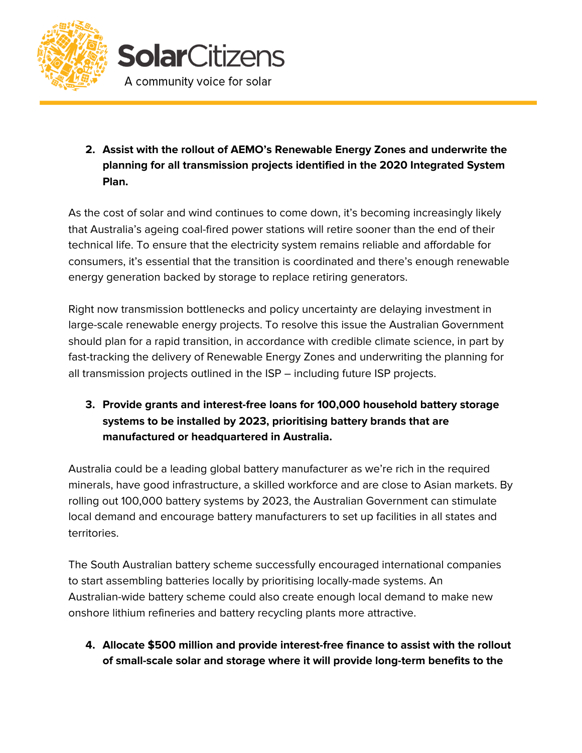2. **Assist with the rollout of AEMO's Renewable Energy Zones and underwrite the planning for all transmission projects identified in the 2020 Integrated System Plan.**

As the cost of solar and wind continues to come down, it's becoming increasingly likely that Australia's ageing coal-fired power stations will retire sooner than the end of their technical life. To ensure that the electricity system remains reliable and affordable for consumers, it's essential that the transition is coordinated and there's enough renewable energy generation backed by storage to replace retiring generators.

Right now transmission bottlenecks and policy uncertainty are delaying investment in large-scale renewable energy projects. To resolve this issue the Australian Government should plan for a rapid transition, in accordance with credible climate science, in part by fast-tracking the delivery of Renewable Energy Zones and underwriting the planning for all transmission projects outlined in the ISP – including future ISP projects.

3. **Provide grants and interest-free loans for 100,000 household battery storage systems to be installed by 2023, prioritising battery brands that are manufactured or headquartered in Australia.**

Australia could be a leading global battery manufacturer as we're rich in the required minerals, have good infrastructure, a skilled workforce and are close to Asian markets. By rolling out 100,000 battery systems by 2023, the Australian Government can stimulate local demand and encourage battery manufacturers to set up facilities in all states and territories.

The South Australian battery scheme successfully encouraged international companies to start assembling batteries locally by prioritising locally-made systems. An Australian-wide battery scheme could also create enough local demand to make new onshore lithium refineries and battery recycling plants more attractive.

4. **Allocate $500 million and provide interest-free finance to assist with the rollout of small-scale solar and storage where it will provide long-term benefits to the**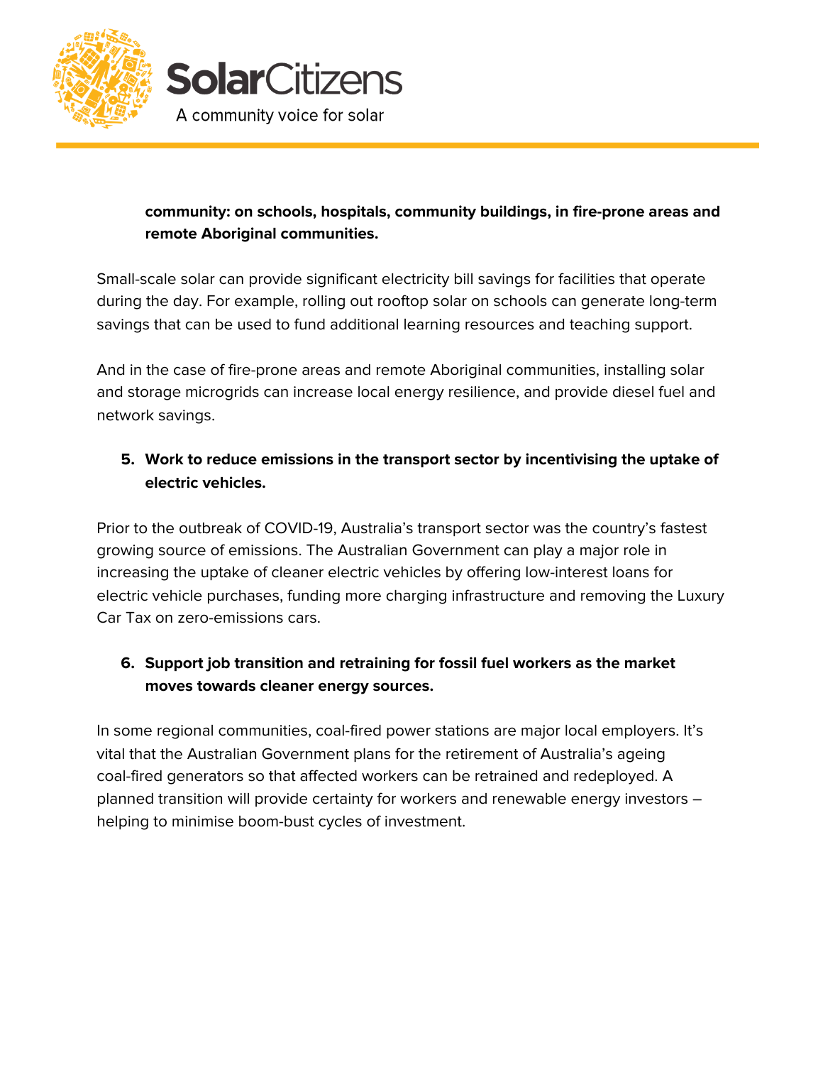**community: on schools, hospitals, community buildings, in fire-prone areas and remote Aboriginal communities.**

Small-scale solar can provide significant electricity bill savings for facilities that operate during the day. For example, rolling out rooftop solar on schools can generate long-term savings that can be used to fund additional learning resources and teaching support.

And in the case of fire-prone areas and remote Aboriginal communities, installing solar and storage microgrids can increase local energy resilience, and provide diesel fuel and network savings.

5. **Work to reduce emissions in the transport sector by incentivising the uptake of electric vehicles.**

Prior to the outbreak of COVID-19, Australia's transport sector was the country's fastest growing source of emissions. The Australian Government can play a major role in increasing the uptake of cleaner electric vehicles by offering low-interest loans for electric vehicle purchases, funding more charging infrastructure and removing the Luxury Car Tax on zero-emissions cars.

6. **Support job transition and retraining for fossil fuel workers as the market moves towards cleaner energy sources.**

In some regional communities, coal-fired power stations are major local employers. It's vital that the Australian Government plans for the retirement of Australia's ageing coal-fired generators so that affected workers can be retrained and redeployed. A planned transition will provide certainty for workers and renewable energy investors – helping to minimise boom-bust cycles of investment.